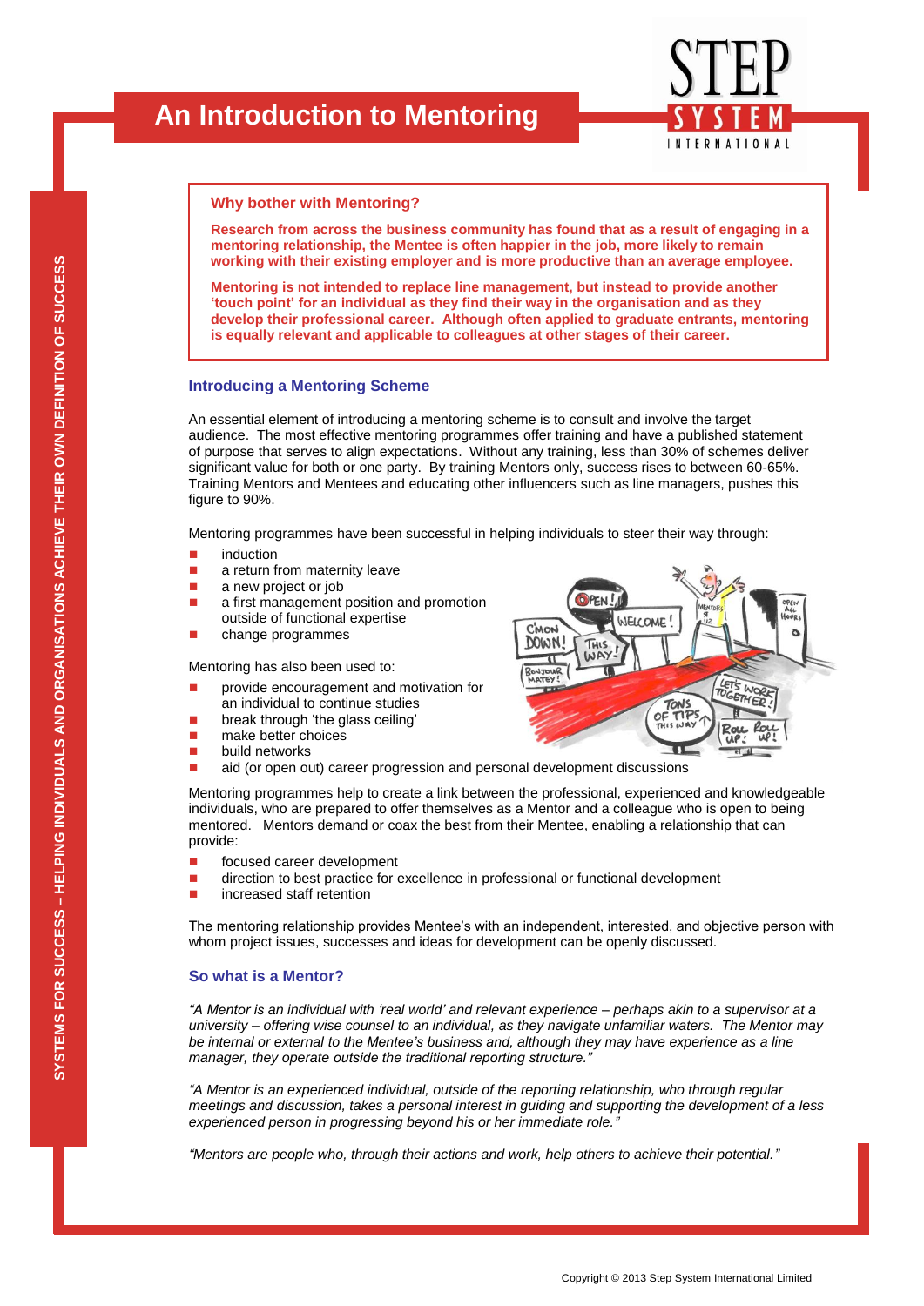# An Introduction to Mestoring

# An Introduction to Mentoring

STEP SYSTEM INTERNATIONAL

SYSTEMS FOR SUCCESS – HELPING INDIVIDUALS AND ORGANISATIONS ACHIEVE THEIR OWN DEFINITION OF SUCCESS

### Why bother with Mentoring?

**Research from across the business community has found that as a result of engaging in a mentoring relationship, the Mentee is often happier in the job, more likely to remain working with their existing employer and is more productive than an average employee.**

**Mentoring is not intended to replace line management, but instead to provide another 'touch point' for an individual as they find their way in the organisation and as they develop their professional career. Although often applied to graduate entrants, mentoring is equally relevant and applicable to colleagues at other stages of their career.**

## Introducing a Mentoring Scheme

An essential element of introducing a mentoring scheme is to consult and involve the target audience. The most effective mentoring programmes offer training and have a published statement of purpose that serves to align expectations. Without any training, less than 30% of schemes deliver significant value for both or one party. By training Mentors only, success rises to between 60-65%. Training Mentors and Mentees and educating other influencers such as line managers, pushes this figure to 90%.

Mentoring programmes have been successful in helping individuals to steer their way through:

- induction
- a return from maternity leave
- a new project or job
- a first management position and promotion outside of functional expertise
- change programmes

Mentoring has also been used to:

- provide encouragement and motivation for an individual to continue studies
- break through 'the glass ceiling'
- make better choices
- build networks
- aid (or open out) career progression and personal development discussions

Mentoring programmes help to create a link between the professional, experienced and knowledgeable individuals, who are prepared to offer themselves as a Mentor and a colleague who is open to being mentored. Mentors demand or coax the best from their Mentee, enabling a relationship that can provide:

- focused career development
- direction to best practice for excellence in professional or functional development
- increased staff retention

The mentoring relationship provides Mentee's with an independent, interested, and objective person with whom project issues, successes and ideas for development can be openly discussed.

## So what is a Mentor?

*"A Mentor is an individual with 'real world' and relevant experience – perhaps akin to a supervisor at a university – offering wise counsel to an individual, as they navigate unfamiliar waters. The Mentor may be internal or external to the Mentee's business and, although they may have experience as a line manager, they operate outside the traditional reporting structure."*

*"A Mentor is an experienced individual, outside of the reporting relationship, who through regular meetings and discussion, takes a personal interest in guiding and supporting the development of a less experienced person in progressing beyond his or her immediate role."*

*"Mentors are people who, through their actions and work, help others to achieve their potential."*

Copyright © 2013 Step System International Limited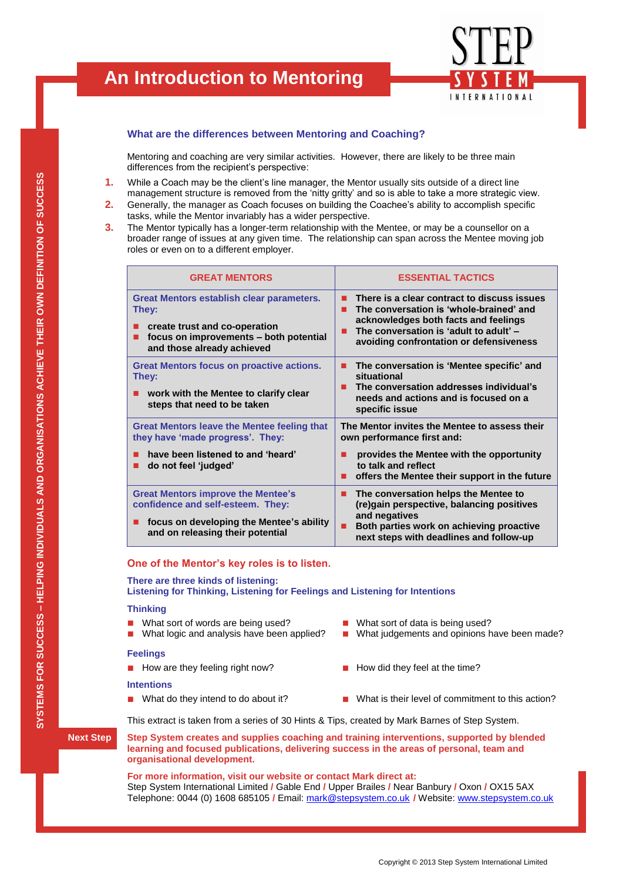# An Introduction to Mentoring

STEP SYSTEM INTERNATIONAL

SYSTEMS FOR SUCCESS – HELPING INDIVIDUALS AND ORGANISATIONS ACHIEVE THEIR OWN DEFINITION OF SUCCESS

## What are the differences between Mentoring and Coaching?

Mentoring and coaching are very similar activities. However, there are likely to be three main differences from the recipient's perspective:

1. While a Coach may be the client's line manager, the Mentor usually sits outside of a direct line management structure is removed from the 'nitty gritty' and so is able to take a more strategic view.
2. Generally, the manager as Coach focuses on building the Coachee's ability to accomplish specific tasks, while the Mentor invariably has a wider perspective.
3. The Mentor typically has a longer-term relationship with the Mentee, or may be a counsellor on a broader range of issues at any given time. The relationship can span across the Mentee moving job roles or even on to a different employer.

| GREAT MENTORS | ESSENTIAL TACTICS |
|---|---|
| **Great Mentors establish clear parameters. They:**<br>■ **create trust and co-operation**<br>■ **focus on improvements – both potential and those already achieved** | ■ **There is a clear contract to discuss issues**<br>■ **The conversation is 'whole-brained' and acknowledges both facts and feelings**<br>■ **The conversation is 'adult to adult' – avoiding confrontation or defensiveness** |
| **Great Mentors focus on proactive actions. They:**<br>■ **work with the Mentee to clarify clear steps that need to be taken** | ■ **The conversation is 'Mentee specific' and situational**<br>■ **The conversation addresses individual's needs and actions and is focused on a specific issue** |
| **Great Mentors leave the Mentee feeling that they have 'made progress'. They:**<br>■ **have been listened to and 'heard'**<br>■ **do not feel 'judged'** | **The Mentor invites the Mentee to assess their own performance first and:**<br>■ **provides the Mentee with the opportunity to talk and reflect**<br>■ **offers the Mentee their support in the future** |
| **Great Mentors improve the Mentee's confidence and self-esteem. They:**<br>■ **focus on developing the Mentee's ability and on releasing their potential** | ■ **The conversation helps the Mentee to (re)gain perspective, balancing positives and negatives**<br>■ **Both parties work on achieving proactive next steps with deadlines and follow-up** |

## One of the Mentor's key roles is to listen.

**There are three kinds of listening:**
**Listening for Thinking, Listening for Feelings and Listening for Intentions**

### Thinking

- What sort of words are being used?
- What logic and analysis have been applied?
- What sort of data is being used?
- What judgements and opinions have been made?

### Feelings

- How are they feeling right now?
- How did they feel at the time?

### Intentions

- What do they intend to do about it?
- What is their level of commitment to this action?

This extract is taken from a series of 30 Hints & Tips, created by Mark Barnes of Step System.

**Next Step**

**Step System creates and supplies coaching and training interventions, supported by blended learning and focused publications, delivering success in the areas of personal, team and organisational development.**

**For more information, visit our website or contact Mark direct at:**
Step System International Limited / Gable End / Upper Brailes / Near Banbury / Oxon / OX15 5AX
Telephone: 0044 (0) 1608 685105 / Email: mark@stepsystem.co.uk / Website: www.stepsystem.co.uk

Copyright © 2013 Step System International Limited